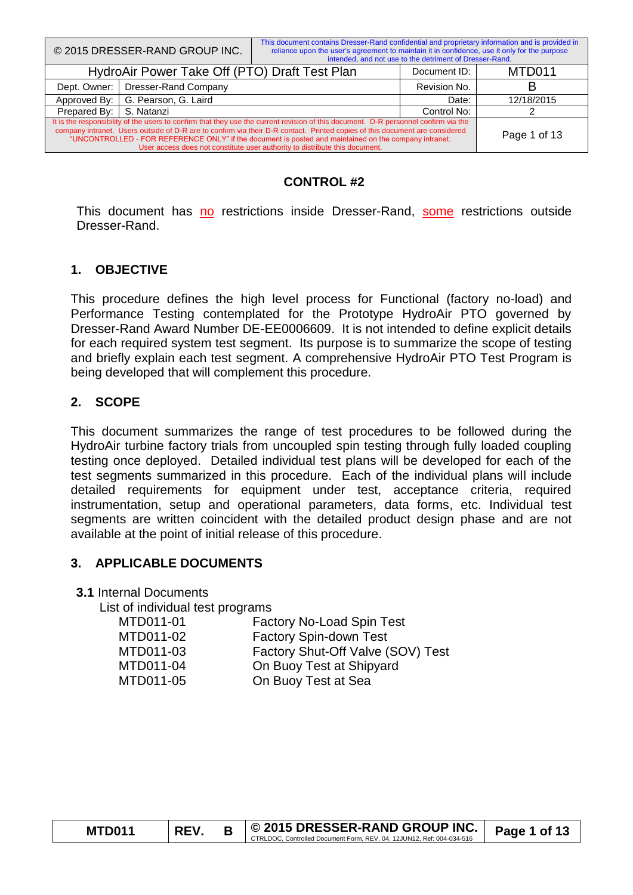| © 2015 DRESSER-RAND GROUP INC. | This document contains Dresser-Rand confidential and proprietary information and is provided in reliance upon the user's agreement to maintain it in confidence, use it only for the purpose intended, and not use to the detriment of Dresser-Rand. | | |
|---|---|---|---|
| HydroAir Power Take Off (PTO) Draft Test Plan | | Document ID: | MTD011 |
| Dept. Owner: | Dresser-Rand Company | Revision No. | B |
| Approved By: | G. Pearson, G. Laird | Date: | 12/18/2015 |
| Prepared By: | S. Natanzi | Control No: | 2 |
| It is the responsibility of the users to confirm that they use the current revision of this document. D-R personnel confirm via the company intranet. Users outside of D-R are to confirm via their D-R contact. Printed copies of this document are considered "UNCONTROLLED - FOR REFERENCE ONLY" if the document is posted and maintained on the company intranet. User access does not constitute user authority to distribute this document. | | | |

**CONTROL #2**

This document has no restrictions inside Dresser-Rand, some restrictions outside Dresser-Rand.

## 1. OBJECTIVE

This procedure defines the high level process for Functional (factory no-load) and Performance Testing contemplated for the Prototype HydroAir PTO governed by Dresser-Rand Award Number DE-EE0006609. It is not intended to define explicit details for each required system test segment. Its purpose is to summarize the scope of testing and briefly explain each test segment. A comprehensive HydroAir PTO Test Program is being developed that will complement this procedure.

## 2. SCOPE

This document summarizes the range of test procedures to be followed during the HydroAir turbine factory trials from uncoupled spin testing through fully loaded coupling testing once deployed. Detailed individual test plans will be developed for each of the test segments summarized in this procedure. Each of the individual plans will include detailed requirements for equipment under test, acceptance criteria, required instrumentation, setup and operational parameters, data forms, etc. Individual test segments are written coincident with the detailed product design phase and are not available at the point of initial release of this procedure.

## 3. APPLICABLE DOCUMENTS

**3.1** Internal Documents

List of individual test programs

| | |
|---|---|
| MTD011-01 | Factory No-Load Spin Test |
| MTD011-02 | Factory Spin-down Test |
| MTD011-03 | Factory Shut-Off Valve (SOV) Test |
| MTD011-04 | On Buoy Test at Shipyard |
| MTD011-05 | On Buoy Test at Sea |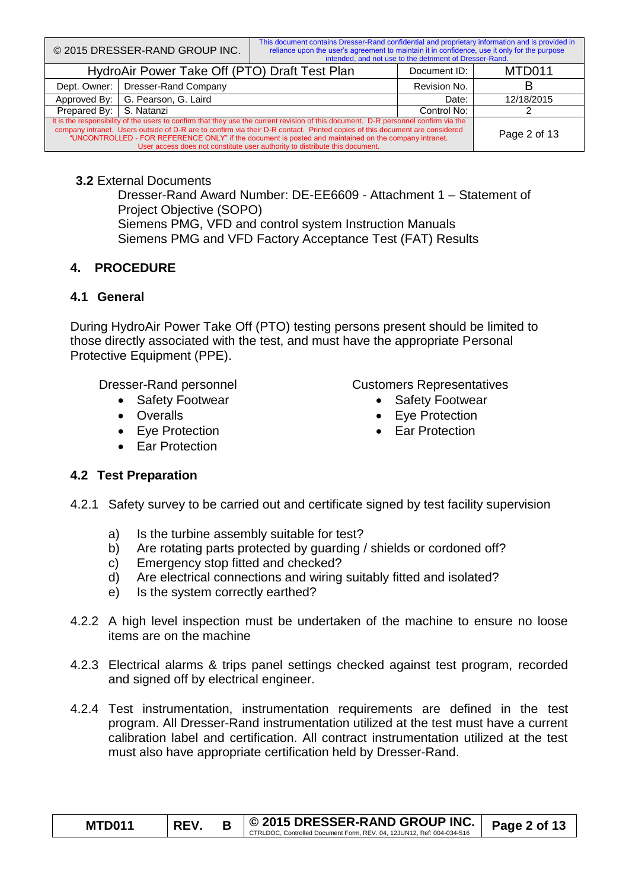**3.2** External Documents

Dresser-Rand Award Number: DE-EE6609 - Attachment 1 – Statement of Project Objective (SOPO)
Siemens PMG, VFD and control system Instruction Manuals
Siemens PMG and VFD Factory Acceptance Test (FAT) Results

## 4. PROCEDURE

### 4.1 General

During HydroAir Power Take Off (PTO) testing persons present should be limited to those directly associated with the test, and must have the appropriate Personal Protective Equipment (PPE).

Dresser-Rand personnel

- Safety Footwear
- Overalls
- Eye Protection
- Ear Protection

Customers Representatives

- Safety Footwear
- Eye Protection
- Ear Protection

### 4.2 Test Preparation

4.2.1 Safety survey to be carried out and certificate signed by test facility supervision

a) Is the turbine assembly suitable for test?
b) Are rotating parts protected by guarding / shields or cordoned off?
c) Emergency stop fitted and checked?
d) Are electrical connections and wiring suitably fitted and isolated?
e) Is the system correctly earthed?

4.2.2 A high level inspection must be undertaken of the machine to ensure no loose items are on the machine

4.2.3 Electrical alarms & trips panel settings checked against test program, recorded and signed off by electrical engineer.

4.2.4 Test instrumentation, instrumentation requirements are defined in the test program. All Dresser-Rand instrumentation utilized at the test must have a current calibration label and certification. All contract instrumentation utilized at the test must also have appropriate certification held by Dresser-Rand.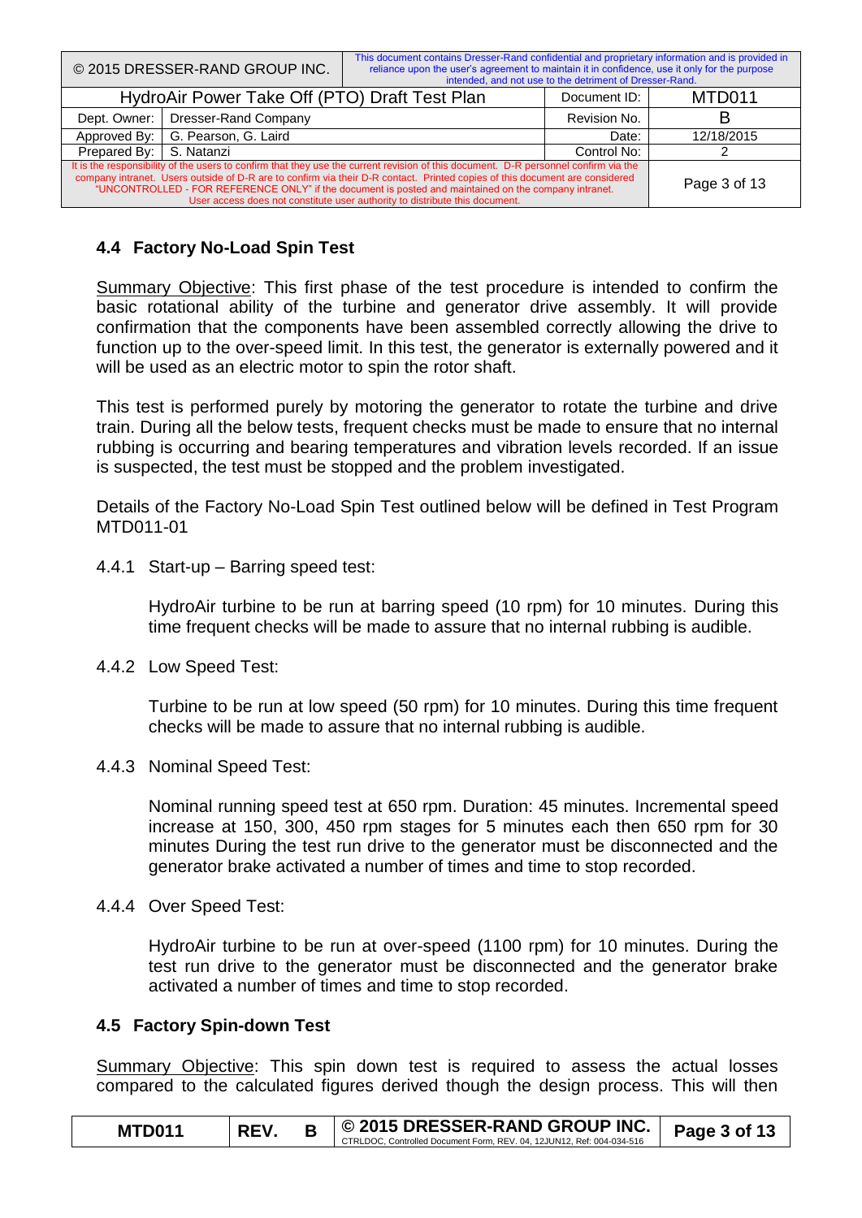### 4.4 Factory No-Load Spin Test

Summary Objective: This first phase of the test procedure is intended to confirm the basic rotational ability of the turbine and generator drive assembly. It will provide confirmation that the components have been assembled correctly allowing the drive to function up to the over-speed limit. In this test, the generator is externally powered and it will be used as an electric motor to spin the rotor shaft.

This test is performed purely by motoring the generator to rotate the turbine and drive train. During all the below tests, frequent checks must be made to ensure that no internal rubbing is occurring and bearing temperatures and vibration levels recorded. If an issue is suspected, the test must be stopped and the problem investigated.

Details of the Factory No-Load Spin Test outlined below will be defined in Test Program MTD011-01

4.4.1 Start-up – Barring speed test:

HydroAir turbine to be run at barring speed (10 rpm) for 10 minutes. During this time frequent checks will be made to assure that no internal rubbing is audible.

4.4.2 Low Speed Test:

Turbine to be run at low speed (50 rpm) for 10 minutes. During this time frequent checks will be made to assure that no internal rubbing is audible.

4.4.3 Nominal Speed Test:

Nominal running speed test at 650 rpm. Duration: 45 minutes. Incremental speed increase at 150, 300, 450 rpm stages for 5 minutes each then 650 rpm for 30 minutes During the test run drive to the generator must be disconnected and the generator brake activated a number of times and time to stop recorded.

4.4.4 Over Speed Test:

HydroAir turbine to be run at over-speed (1100 rpm) for 10 minutes. During the test run drive to the generator must be disconnected and the generator brake activated a number of times and time to stop recorded.

### 4.5 Factory Spin-down Test

Summary Objective: This spin down test is required to assess the actual losses compared to the calculated figures derived though the design process. This will then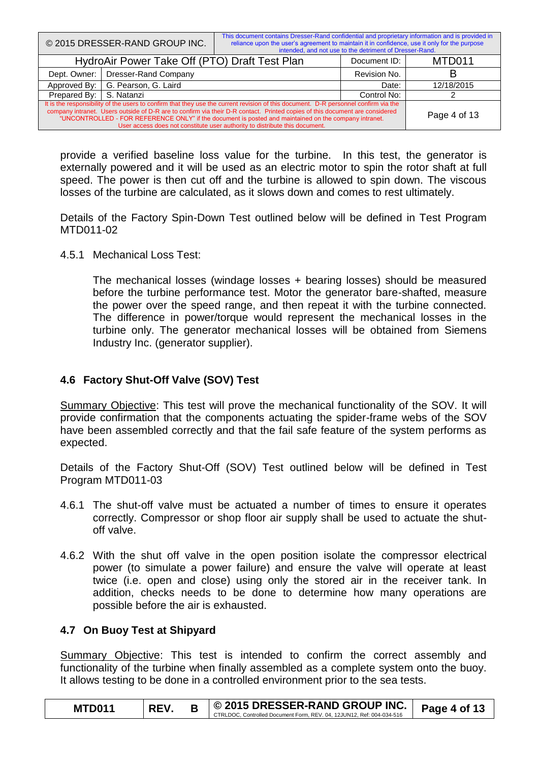provide a verified baseline loss value for the turbine. In this test, the generator is externally powered and it will be used as an electric motor to spin the rotor shaft at full speed. The power is then cut off and the turbine is allowed to spin down. The viscous losses of the turbine are calculated, as it slows down and comes to rest ultimately.

Details of the Factory Spin-Down Test outlined below will be defined in Test Program MTD011-02

4.5.1 Mechanical Loss Test:

The mechanical losses (windage losses + bearing losses) should be measured before the turbine performance test. Motor the generator bare-shafted, measure the power over the speed range, and then repeat it with the turbine connected. The difference in power/torque would represent the mechanical losses in the turbine only. The generator mechanical losses will be obtained from Siemens Industry Inc. (generator supplier).

### 4.6 Factory Shut-Off Valve (SOV) Test

<u>Summary Objective</u>: This test will prove the mechanical functionality of the SOV. It will provide confirmation that the components actuating the spider-frame webs of the SOV have been assembled correctly and that the fail safe feature of the system performs as expected.

Details of the Factory Shut-Off (SOV) Test outlined below will be defined in Test Program MTD011-03

4.6.1 The shut-off valve must be actuated a number of times to ensure it operates correctly. Compressor or shop floor air supply shall be used to actuate the shut-off valve.

4.6.2 With the shut off valve in the open position isolate the compressor electrical power (to simulate a power failure) and ensure the valve will operate at least twice (i.e. open and close) using only the stored air in the receiver tank. In addition, checks needs to be done to determine how many operations are possible before the air is exhausted.

### 4.7 On Buoy Test at Shipyard

<u>Summary Objective</u>: This test is intended to confirm the correct assembly and functionality of the turbine when finally assembled as a complete system onto the buoy. It allows testing to be done in a controlled environment prior to the sea tests.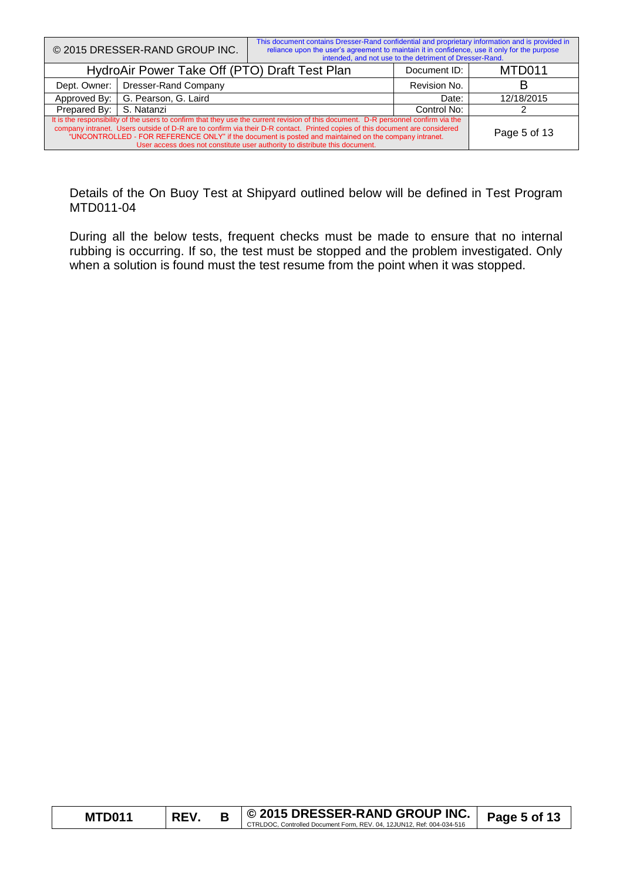Details of the On Buoy Test at Shipyard outlined below will be defined in Test Program MTD011-04

During all the below tests, frequent checks must be made to ensure that no internal rubbing is occurring. If so, the test must be stopped and the problem investigated. Only when a solution is found must the test resume from the point when it was stopped.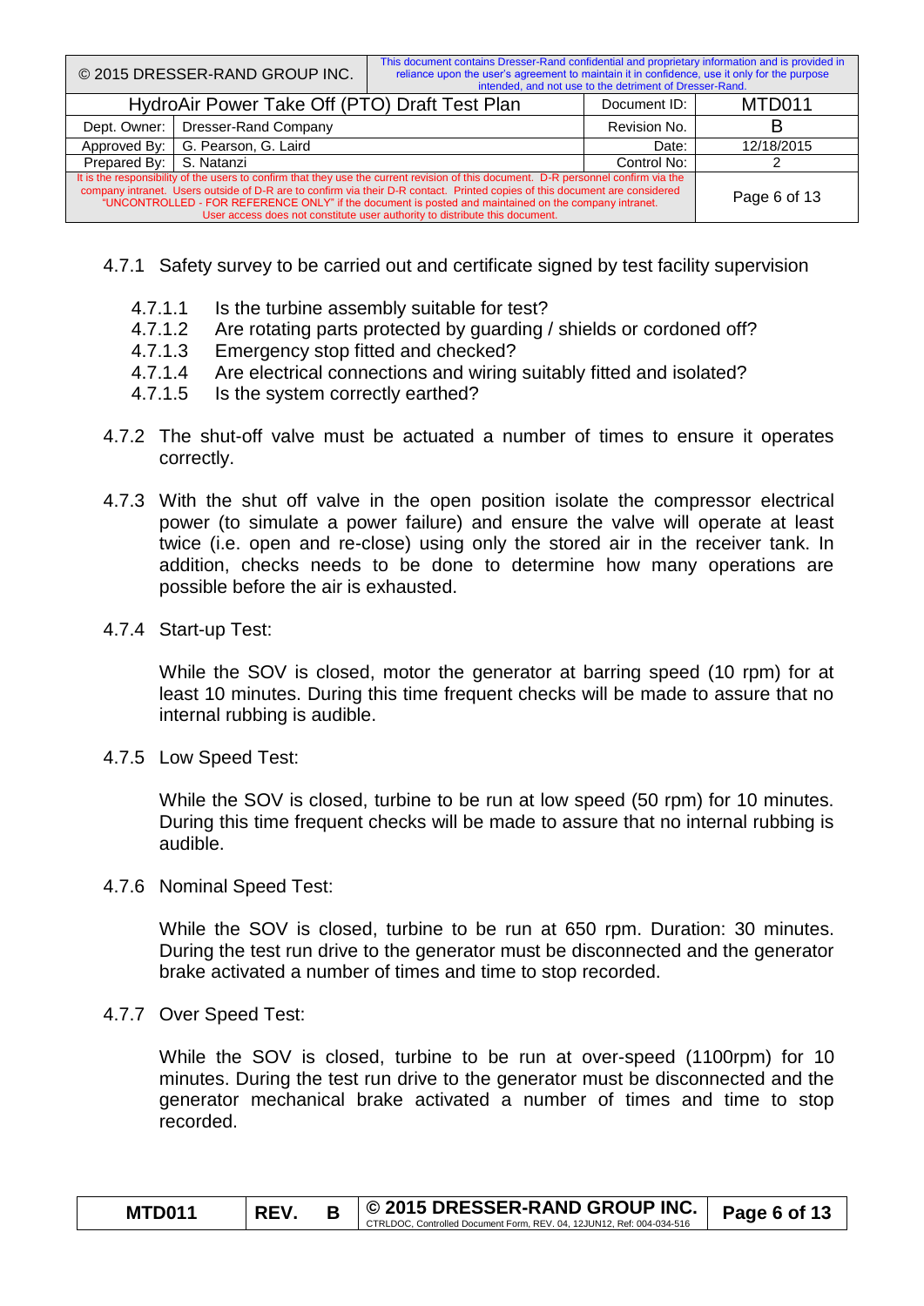4.7.1 Safety survey to be carried out and certificate signed by test facility supervision

4.7.1.1 Is the turbine assembly suitable for test?
4.7.1.2 Are rotating parts protected by guarding / shields or cordoned off?
4.7.1.3 Emergency stop fitted and checked?
4.7.1.4 Are electrical connections and wiring suitably fitted and isolated?
4.7.1.5 Is the system correctly earthed?

4.7.2 The shut-off valve must be actuated a number of times to ensure it operates correctly.

4.7.3 With the shut off valve in the open position isolate the compressor electrical power (to simulate a power failure) and ensure the valve will operate at least twice (i.e. open and re-close) using only the stored air in the receiver tank. In addition, checks needs to be done to determine how many operations are possible before the air is exhausted.

4.7.4 Start-up Test:

While the SOV is closed, motor the generator at barring speed (10 rpm) for at least 10 minutes. During this time frequent checks will be made to assure that no internal rubbing is audible.

4.7.5 Low Speed Test:

While the SOV is closed, turbine to be run at low speed (50 rpm) for 10 minutes. During this time frequent checks will be made to assure that no internal rubbing is audible.

4.7.6 Nominal Speed Test:

While the SOV is closed, turbine to be run at 650 rpm. Duration: 30 minutes. During the test run drive to the generator must be disconnected and the generator brake activated a number of times and time to stop recorded.

4.7.7 Over Speed Test:

While the SOV is closed, turbine to be run at over-speed (1100rpm) for 10 minutes. During the test run drive to the generator must be disconnected and the generator mechanical brake activated a number of times and time to stop recorded.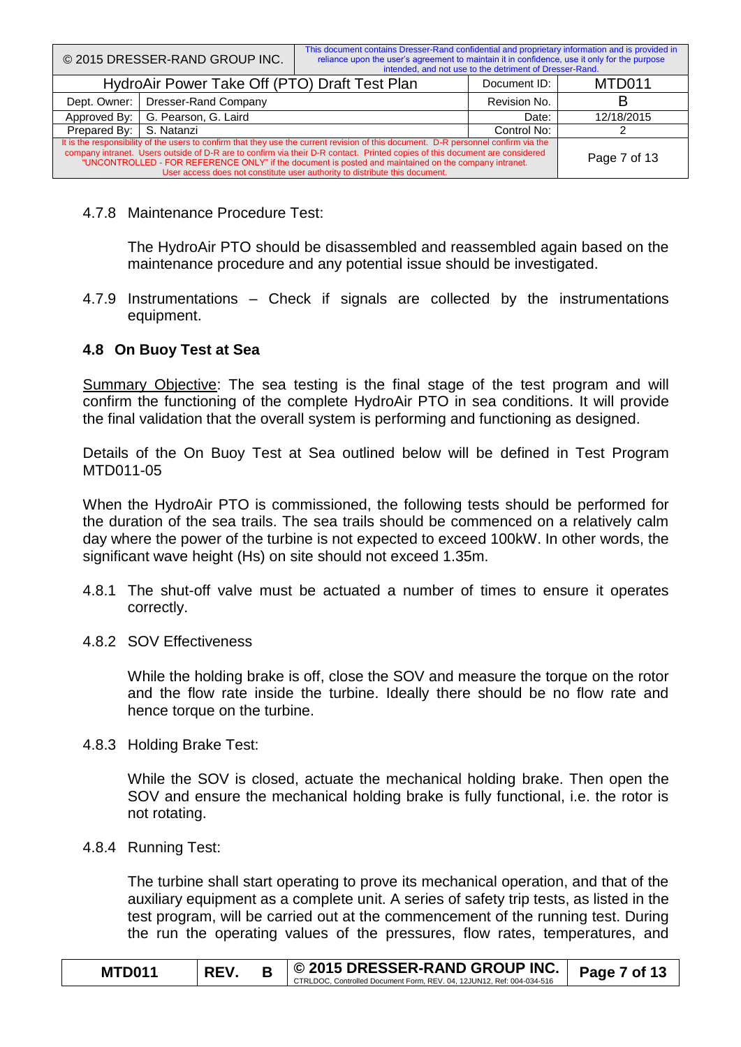4.7.8 Maintenance Procedure Test:

The HydroAir PTO should be disassembled and reassembled again based on the maintenance procedure and any potential issue should be investigated.

4.7.9 Instrumentations – Check if signals are collected by the instrumentations equipment.

### 4.8 On Buoy Test at Sea

Summary Objective: The sea testing is the final stage of the test program and will confirm the functioning of the complete HydroAir PTO in sea conditions. It will provide the final validation that the overall system is performing and functioning as designed.

Details of the On Buoy Test at Sea outlined below will be defined in Test Program MTD011-05

When the HydroAir PTO is commissioned, the following tests should be performed for the duration of the sea trails. The sea trails should be commenced on a relatively calm day where the power of the turbine is not expected to exceed 100kW. In other words, the significant wave height (Hs) on site should not exceed 1.35m.

4.8.1 The shut-off valve must be actuated a number of times to ensure it operates correctly.

4.8.2 SOV Effectiveness

While the holding brake is off, close the SOV and measure the torque on the rotor and the flow rate inside the turbine. Ideally there should be no flow rate and hence torque on the turbine.

4.8.3 Holding Brake Test:

While the SOV is closed, actuate the mechanical holding brake. Then open the SOV and ensure the mechanical holding brake is fully functional, i.e. the rotor is not rotating.

4.8.4 Running Test:

The turbine shall start operating to prove its mechanical operation, and that of the auxiliary equipment as a complete unit. A series of safety trip tests, as listed in the test program, will be carried out at the commencement of the running test. During the run the operating values of the pressures, flow rates, temperatures, and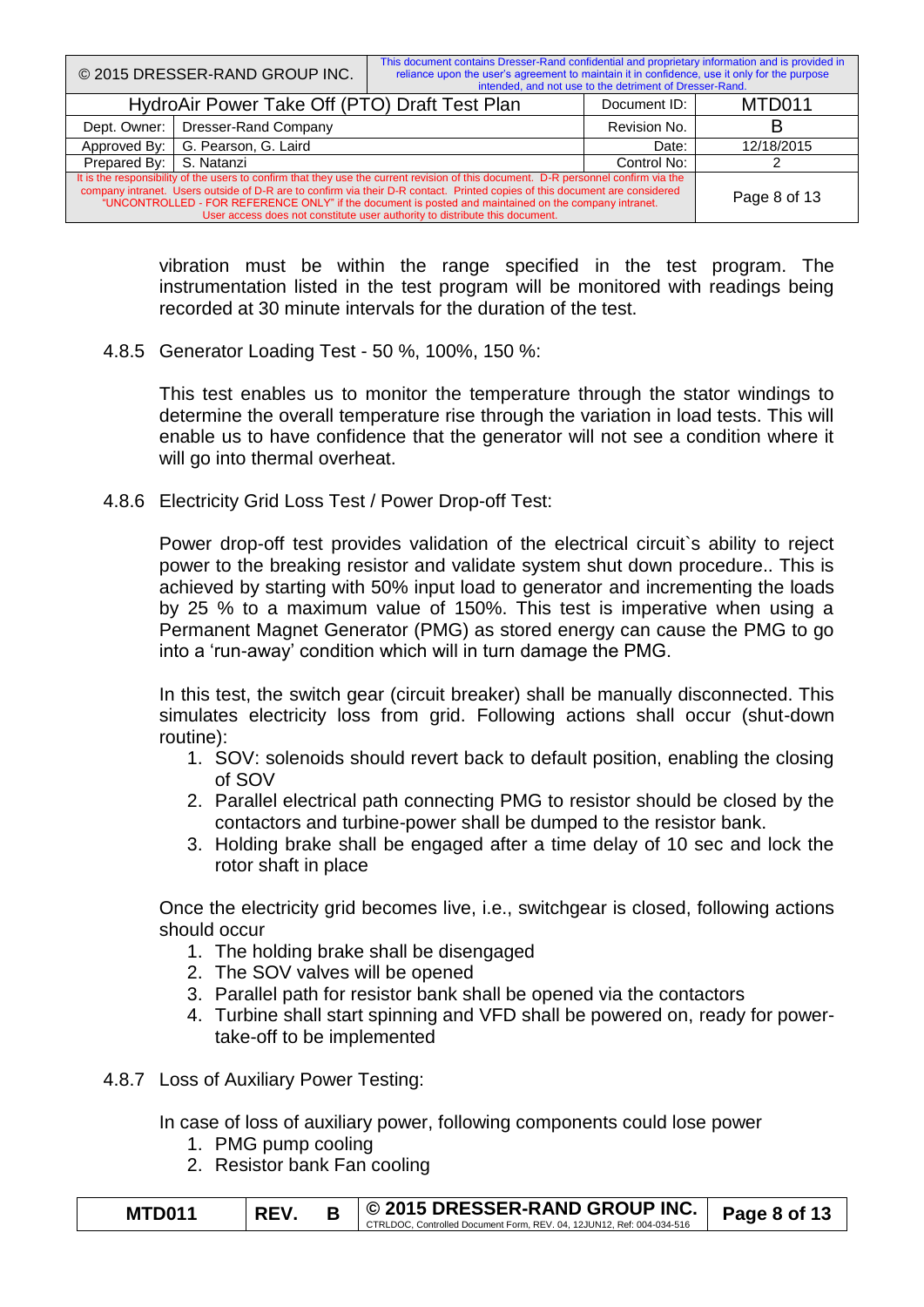vibration must be within the range specified in the test program. The instrumentation listed in the test program will be monitored with readings being recorded at 30 minute intervals for the duration of the test.

#### 4.8.5 Generator Loading Test - 50 %, 100%, 150 %:

This test enables us to monitor the temperature through the stator windings to determine the overall temperature rise through the variation in load tests. This will enable us to have confidence that the generator will not see a condition where it will go into thermal overheat.

#### 4.8.6 Electricity Grid Loss Test / Power Drop-off Test:

Power drop-off test provides validation of the electrical circuit`s ability to reject power to the breaking resistor and validate system shut down procedure.. This is achieved by starting with 50% input load to generator and incrementing the loads by 25 % to a maximum value of 150%. This test is imperative when using a Permanent Magnet Generator (PMG) as stored energy can cause the PMG to go into a 'run-away' condition which will in turn damage the PMG.

In this test, the switch gear (circuit breaker) shall be manually disconnected. This simulates electricity loss from grid. Following actions shall occur (shut-down routine):

1. SOV: solenoids should revert back to default position, enabling the closing of SOV
2. Parallel electrical path connecting PMG to resistor should be closed by the contactors and turbine-power shall be dumped to the resistor bank.
3. Holding brake shall be engaged after a time delay of 10 sec and lock the rotor shaft in place

Once the electricity grid becomes live, i.e., switchgear is closed, following actions should occur

1. The holding brake shall be disengaged
2. The SOV valves will be opened
3. Parallel path for resistor bank shall be opened via the contactors
4. Turbine shall start spinning and VFD shall be powered on, ready for power-take-off to be implemented

#### 4.8.7 Loss of Auxiliary Power Testing:

In case of loss of auxiliary power, following components could lose power

1. PMG pump cooling
2. Resistor bank Fan cooling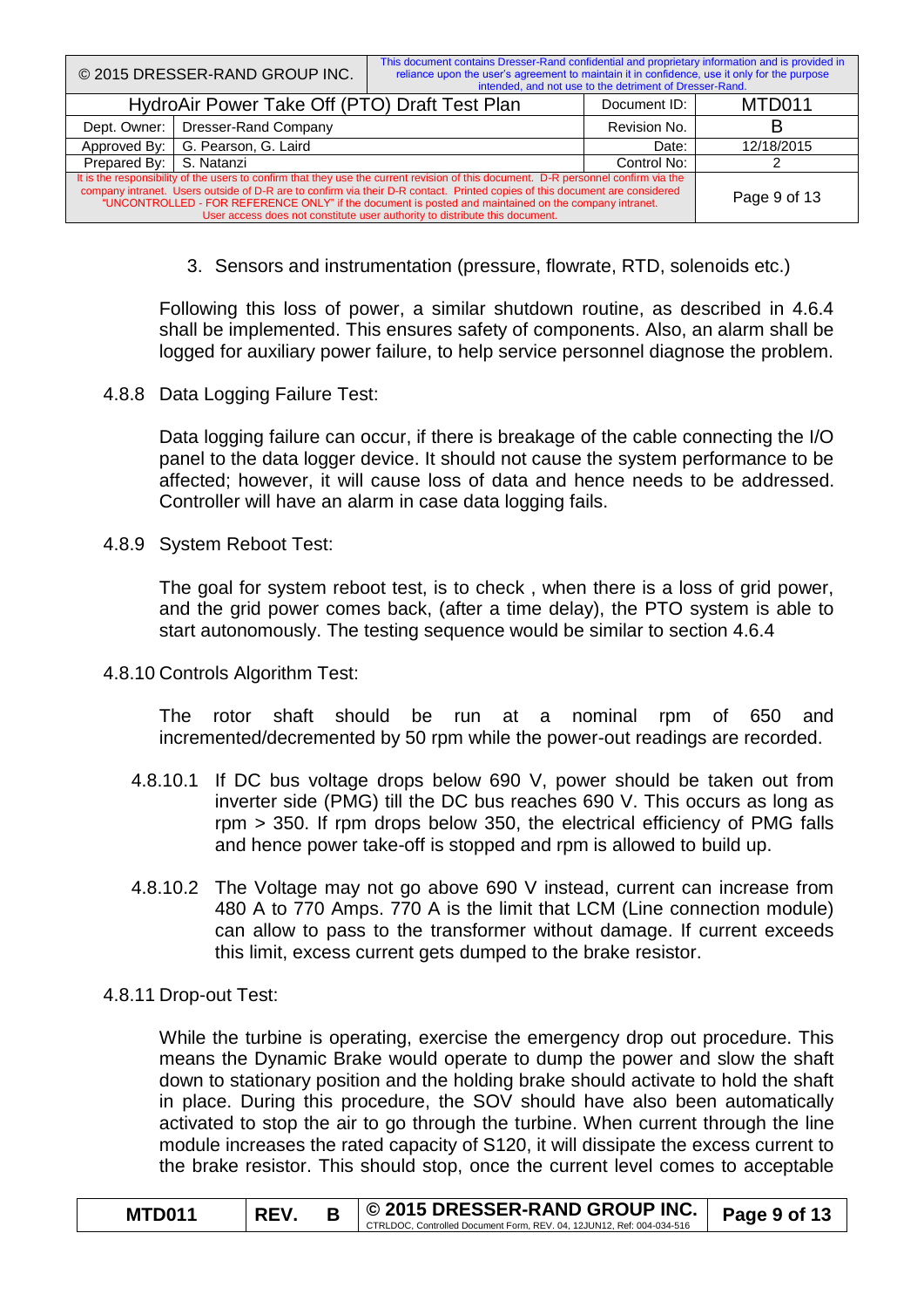3. Sensors and instrumentation (pressure, flowrate, RTD, solenoids etc.)

Following this loss of power, a similar shutdown routine, as described in 4.6.4 shall be implemented. This ensures safety of components. Also, an alarm shall be logged for auxiliary power failure, to help service personnel diagnose the problem.

4.8.8 Data Logging Failure Test:

Data logging failure can occur, if there is breakage of the cable connecting the I/O panel to the data logger device. It should not cause the system performance to be affected; however, it will cause loss of data and hence needs to be addressed. Controller will have an alarm in case data logging fails.

4.8.9 System Reboot Test:

The goal for system reboot test, is to check , when there is a loss of grid power, and the grid power comes back, (after a time delay), the PTO system is able to start autonomously. The testing sequence would be similar to section 4.6.4

4.8.10 Controls Algorithm Test:

The rotor shaft should be run at a nominal rpm of 650 and incremented/decremented by 50 rpm while the power-out readings are recorded.

4.8.10.1 If DC bus voltage drops below 690 V, power should be taken out from inverter side (PMG) till the DC bus reaches 690 V. This occurs as long as rpm > 350. If rpm drops below 350, the electrical efficiency of PMG falls and hence power take-off is stopped and rpm is allowed to build up.

4.8.10.2 The Voltage may not go above 690 V instead, current can increase from 480 A to 770 Amps. 770 A is the limit that LCM (Line connection module) can allow to pass to the transformer without damage. If current exceeds this limit, excess current gets dumped to the brake resistor.

4.8.11 Drop-out Test:

While the turbine is operating, exercise the emergency drop out procedure. This means the Dynamic Brake would operate to dump the power and slow the shaft down to stationary position and the holding brake should activate to hold the shaft in place. During this procedure, the SOV should have also been automatically activated to stop the air to go through the turbine. When current through the line module increases the rated capacity of S120, it will dissipate the excess current to the brake resistor. This should stop, once the current level comes to acceptable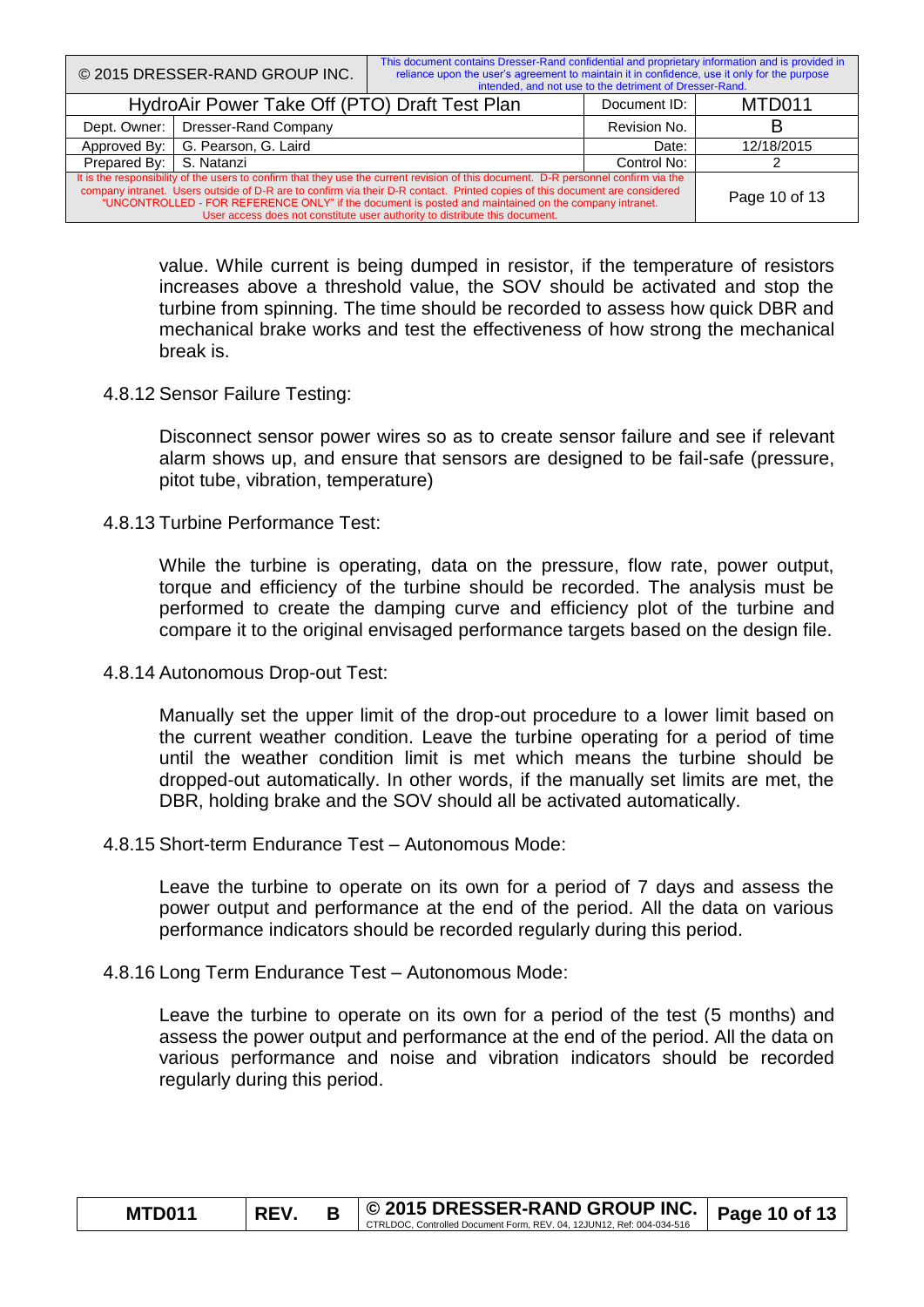value. While current is being dumped in resistor, if the temperature of resistors increases above a threshold value, the SOV should be activated and stop the turbine from spinning. The time should be recorded to assess how quick DBR and mechanical brake works and test the effectiveness of how strong the mechanical break is.

4.8.12 Sensor Failure Testing:

Disconnect sensor power wires so as to create sensor failure and see if relevant alarm shows up, and ensure that sensors are designed to be fail-safe (pressure, pitot tube, vibration, temperature)

4.8.13 Turbine Performance Test:

While the turbine is operating, data on the pressure, flow rate, power output, torque and efficiency of the turbine should be recorded. The analysis must be performed to create the damping curve and efficiency plot of the turbine and compare it to the original envisaged performance targets based on the design file.

4.8.14 Autonomous Drop-out Test:

Manually set the upper limit of the drop-out procedure to a lower limit based on the current weather condition. Leave the turbine operating for a period of time until the weather condition limit is met which means the turbine should be dropped-out automatically. In other words, if the manually set limits are met, the DBR, holding brake and the SOV should all be activated automatically.

4.8.15 Short-term Endurance Test – Autonomous Mode:

Leave the turbine to operate on its own for a period of 7 days and assess the power output and performance at the end of the period. All the data on various performance indicators should be recorded regularly during this period.

4.8.16 Long Term Endurance Test – Autonomous Mode:

Leave the turbine to operate on its own for a period of the test (5 months) and assess the power output and performance at the end of the period. All the data on various performance and noise and vibration indicators should be recorded regularly during this period.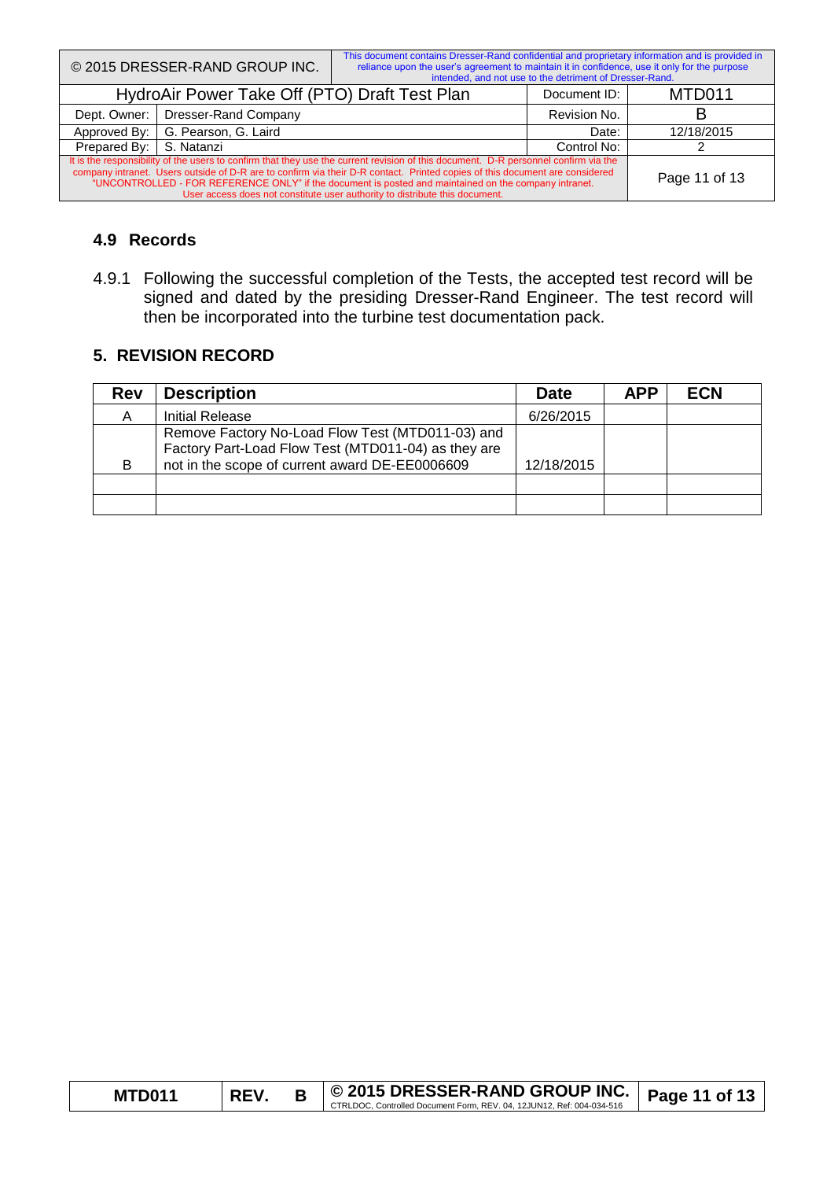### 4.9 Records

4.9.1 Following the successful completion of the Tests, the accepted test record will be signed and dated by the presiding Dresser-Rand Engineer. The test record will then be incorporated into the turbine test documentation pack.

## 5. REVISION RECORD

| Rev | Description | Date | APP | ECN |
|---|---|---|---|---|
| A | Initial Release | 6/26/2015 | | |
| B | Remove Factory No-Load Flow Test (MTD011-03) and Factory Part-Load Flow Test (MTD011-04) as they are not in the scope of current award DE-EE0006609 | 12/18/2015 | | |
| | | | | |
| | | | | |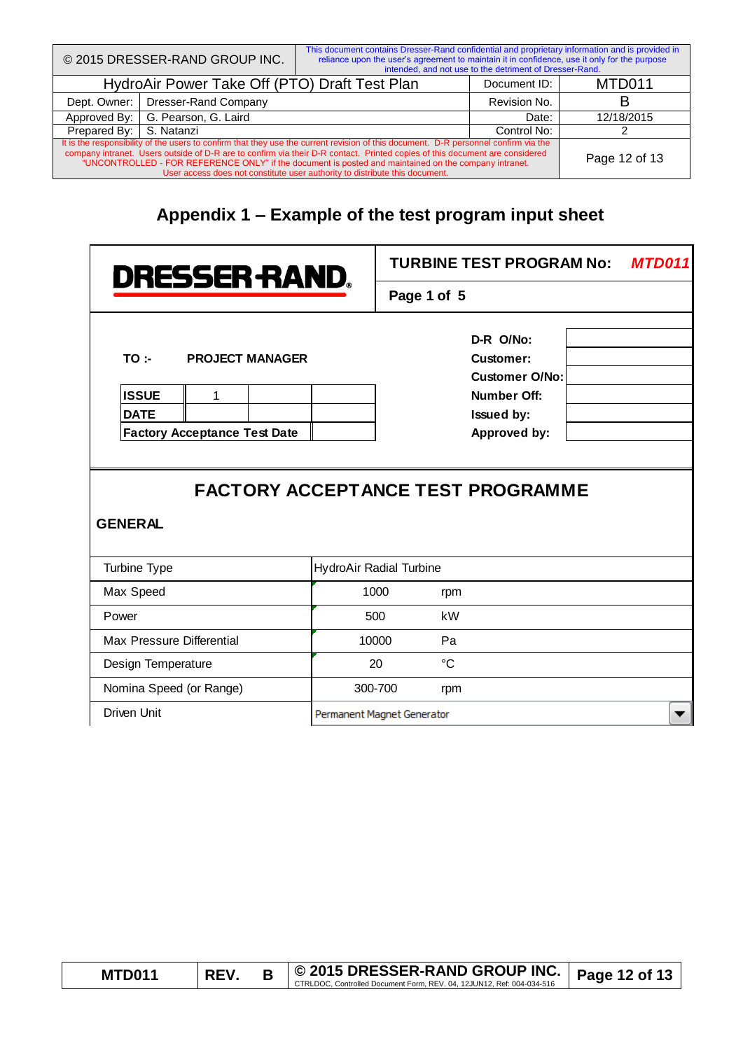## Appendix 1 – Example of the test program input sheet

**DRESSER-RAND**

**TURBINE TEST PROGRAM No:** ***MTD011***

**Page 1 of 5**

**TO :-** **PROJECT MANAGER**

| **ISSUE** | 1 | | |
|---|---|---|---|
| **DATE** | | | |
| **Factory Acceptance Test Date** | | | |

| | |
|---|---|
| **D-R O/No:** | |
| **Customer:** | |
| **Customer O/No:** | |
| **Number Off:** | |
| **Issued by:** | |
| **Approved by:** | |

## FACTORY ACCEPTANCE TEST PROGRAMME

### GENERAL

| | | |
|---|---|---|
| Turbine Type | HydroAir Radial Turbine | |
| Max Speed | 1000 | rpm |
| Power | 500 | kW |
| Max Pressure Differential | 10000 | Pa |
| Design Temperature | 20 | °C |
| Nomina Speed (or Range) | 300-700 | rpm |
| Driven Unit | Permanent Magnet Generator | |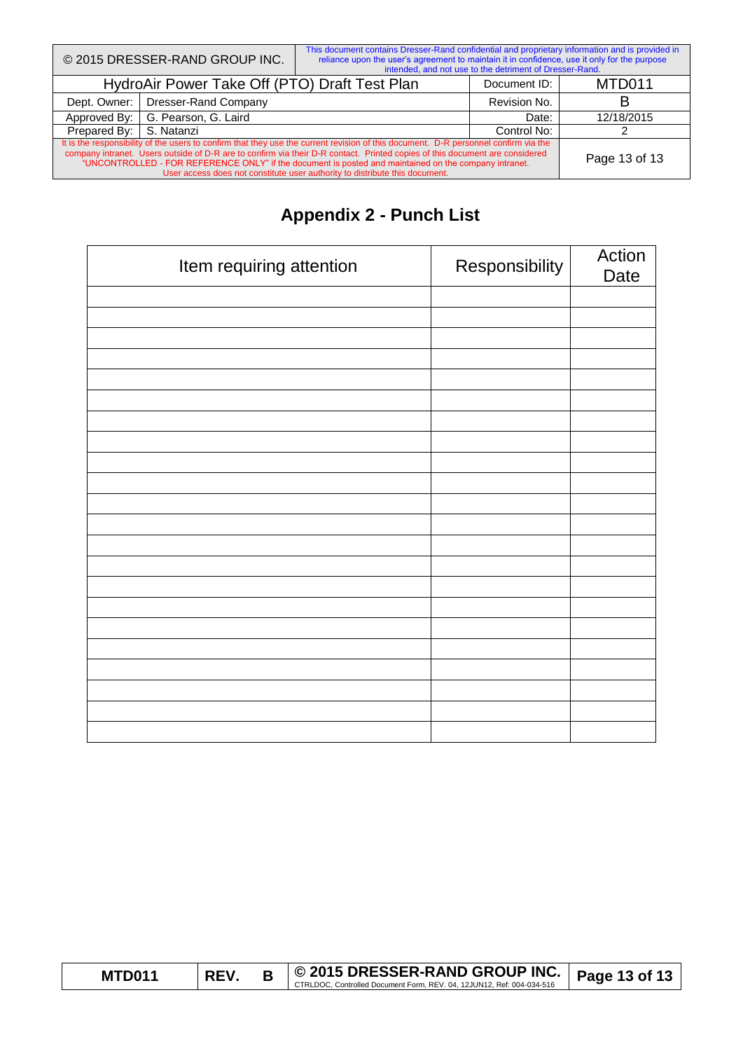# Appendix 2 - Punch List

| Item requiring attention | Responsibility | Action Date |
|---|---|---|
| | | |
| | | |
| | | |
| | | |
| | | |
| | | |
| | | |
| | | |
| | | |
| | | |
| | | |
| | | |
| | | |
| | | |
| | | |
| | | |
| | | |
| | | |
| | | |
| | | |
| | | |
| | | |